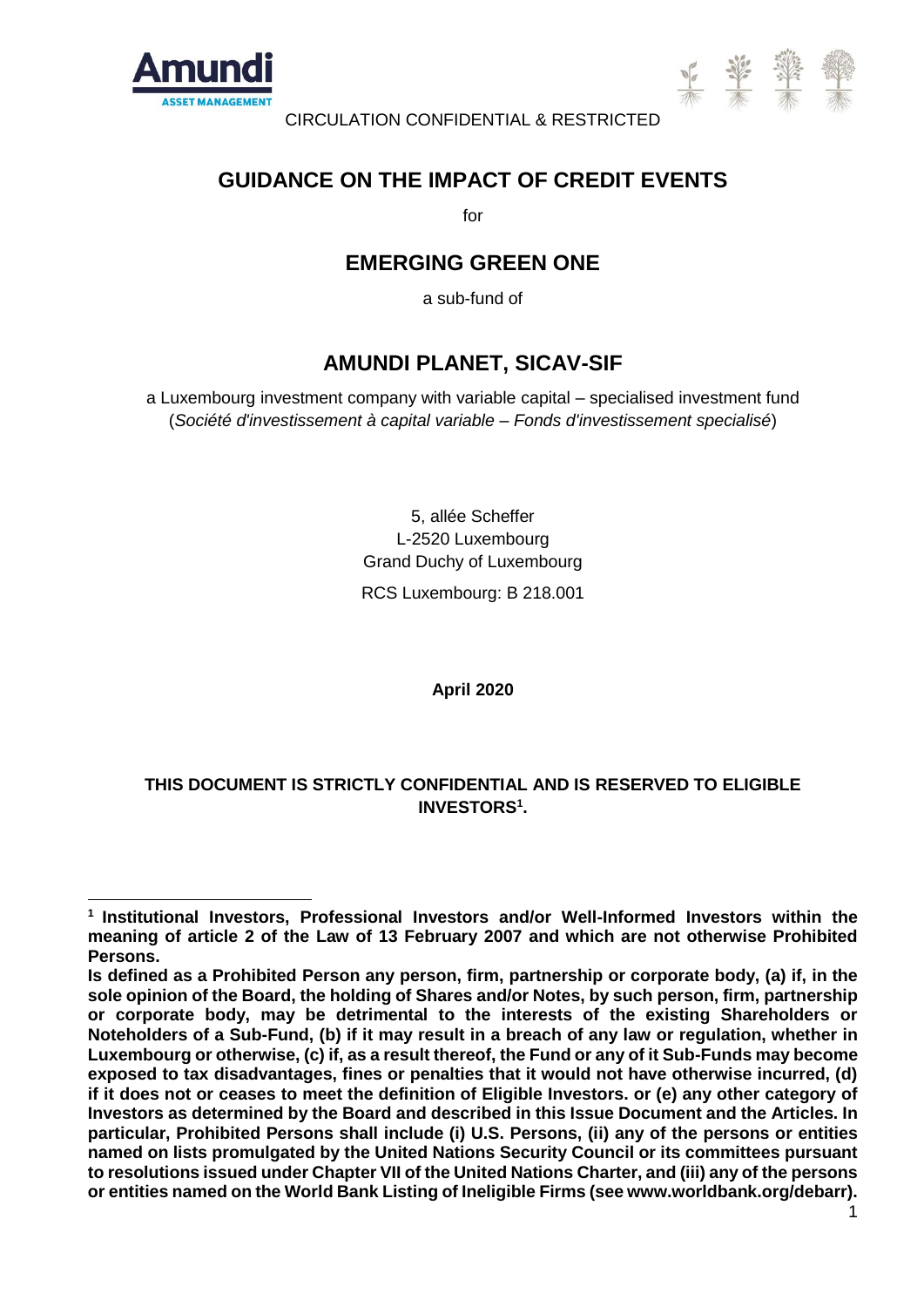CIRCULATION CONFIDENTIAL & RESTRICTED

# GUIDANCE ON THE IMPACT OF CREDIT EVENTS

for

# EMERGING GREEN ONE

a sub-fund of

# AMUNDI PLANET, SICAV-SIF

a Luxembourg investment company with variable capital – specialised investment fund (*Société d'investissement à capital variable – Fonds d'investissement specialisé*)

5, allée Scheffer
L-2520 Luxembourg
Grand Duchy of Luxembourg

RCS Luxembourg: B 218.001

**April 2020**

**THIS DOCUMENT IS STRICTLY CONFIDENTIAL AND IS RESERVED TO ELIGIBLE INVESTORS[1].**

---

**[1] Institutional Investors, Professional Investors and/or Well-Informed Investors within the meaning of article 2 of the Law of 13 February 2007 and which are not otherwise Prohibited Persons.**

**Is defined as a Prohibited Person any person, firm, partnership or corporate body, (a) if, in the sole opinion of the Board, the holding of Shares and/or Notes, by such person, firm, partnership or corporate body, may be detrimental to the interests of the existing Shareholders or Noteholders of a Sub-Fund, (b) if it may result in a breach of any law or regulation, whether in Luxembourg or otherwise, (c) if, as a result thereof, the Fund or any of it Sub-Funds may become exposed to tax disadvantages, fines or penalties that it would not have otherwise incurred, (d) if it does not or ceases to meet the definition of Eligible Investors. or (e) any other category of Investors as determined by the Board and described in this Issue Document and the Articles. In particular, Prohibited Persons shall include (i) U.S. Persons, (ii) any of the persons or entities named on lists promulgated by the United Nations Security Council or its committees pursuant to resolutions issued under Chapter VII of the United Nations Charter, and (iii) any of the persons or entities named on the World Bank Listing of Ineligible Firms (see www.worldbank.org/debarr).**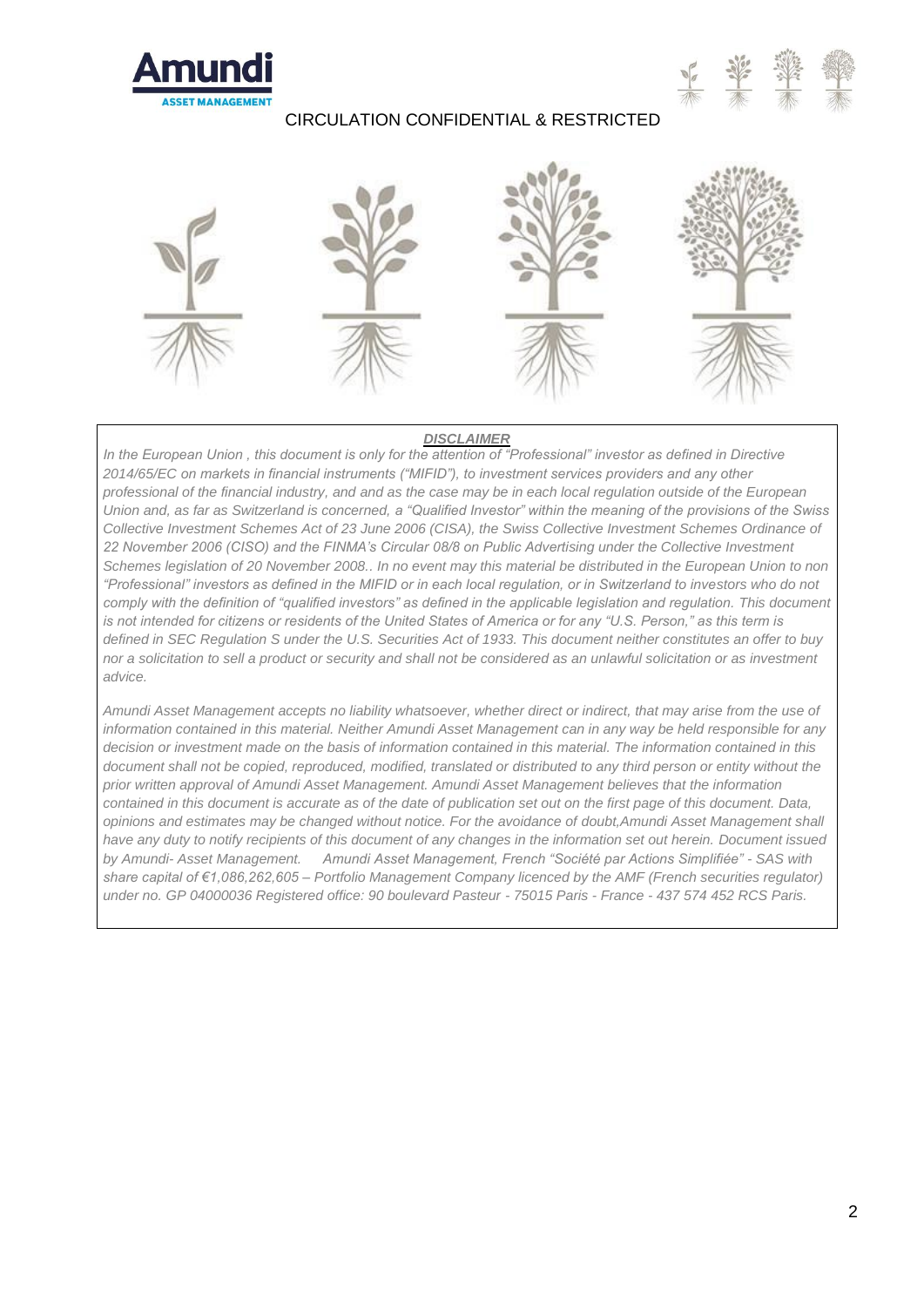CIRCULATION CONFIDENTIAL & RESTRICTED

***DISCLAIMER***

*In the European Union , this document is only for the attention of "Professional" investor as defined in Directive 2014/65/EC on markets in financial instruments ("MIFID"), to investment services providers and any other professional of the financial industry, and and as the case may be in each local regulation outside of the European Union and, as far as Switzerland is concerned, a "Qualified Investor" within the meaning of the provisions of the Swiss Collective Investment Schemes Act of 23 June 2006 (CISA), the Swiss Collective Investment Schemes Ordinance of 22 November 2006 (CISO) and the FINMA's Circular 08/8 on Public Advertising under the Collective Investment Schemes legislation of 20 November 2008.. In no event may this material be distributed in the European Union to non "Professional" investors as defined in the MIFID or in each local regulation, or in Switzerland to investors who do not comply with the definition of "qualified investors" as defined in the applicable legislation and regulation. This document is not intended for citizens or residents of the United States of America or for any "U.S. Person," as this term is defined in SEC Regulation S under the U.S. Securities Act of 1933. This document neither constitutes an offer to buy nor a solicitation to sell a product or security and shall not be considered as an unlawful solicitation or as investment advice.*

*Amundi Asset Management accepts no liability whatsoever, whether direct or indirect, that may arise from the use of information contained in this material. Neither Amundi Asset Management can in any way be held responsible for any decision or investment made on the basis of information contained in this material. The information contained in this document shall not be copied, reproduced, modified, translated or distributed to any third person or entity without the prior written approval of Amundi Asset Management. Amundi Asset Management believes that the information contained in this document is accurate as of the date of publication set out on the first page of this document. Data, opinions and estimates may be changed without notice. For the avoidance of doubt,Amundi Asset Management shall have any duty to notify recipients of this document of any changes in the information set out herein. Document issued by Amundi- Asset Management. Amundi Asset Management, French "Société par Actions Simplifiée" - SAS with share capital of €1,086,262,605 – Portfolio Management Company licenced by the AMF (French securities regulator) under no. GP 04000036 Registered office: 90 boulevard Pasteur - 75015 Paris - France - 437 574 452 RCS Paris.*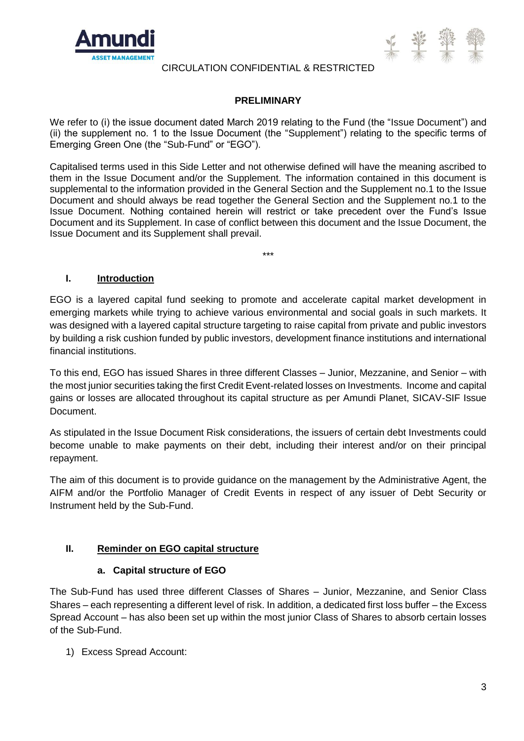CIRCULATION CONFIDENTIAL & RESTRICTED

**PRELIMINARY**

We refer to (i) the issue document dated March 2019 relating to the Fund (the "Issue Document") and (ii) the supplement no. 1 to the Issue Document (the "Supplement") relating to the specific terms of Emerging Green One (the "Sub-Fund" or "EGO").

Capitalised terms used in this Side Letter and not otherwise defined will have the meaning ascribed to them in the Issue Document and/or the Supplement. The information contained in this document is supplemental to the information provided in the General Section and the Supplement no.1 to the Issue Document and should always be read together the General Section and the Supplement no.1 to the Issue Document. Nothing contained herein will restrict or take precedent over the Fund's Issue Document and its Supplement. In case of conflict between this document and the Issue Document, the Issue Document and its Supplement shall prevail.

***

## I. Introduction

EGO is a layered capital fund seeking to promote and accelerate capital market development in emerging markets while trying to achieve various environmental and social goals in such markets. It was designed with a layered capital structure targeting to raise capital from private and public investors by building a risk cushion funded by public investors, development finance institutions and international financial institutions.

To this end, EGO has issued Shares in three different Classes – Junior, Mezzanine, and Senior – with the most junior securities taking the first Credit Event-related losses on Investments. Income and capital gains or losses are allocated throughout its capital structure as per Amundi Planet, SICAV-SIF Issue Document.

As stipulated in the Issue Document Risk considerations, the issuers of certain debt Investments could become unable to make payments on their debt, including their interest and/or on their principal repayment.

The aim of this document is to provide guidance on the management by the Administrative Agent, the AIFM and/or the Portfolio Manager of Credit Events in respect of any issuer of Debt Security or Instrument held by the Sub-Fund.

## II. Reminder on EGO capital structure

### a. Capital structure of EGO

The Sub-Fund has used three different Classes of Shares – Junior, Mezzanine, and Senior Class Shares – each representing a different level of risk. In addition, a dedicated first loss buffer – the Excess Spread Account – has also been set up within the most junior Class of Shares to absorb certain losses of the Sub-Fund.

1) Excess Spread Account: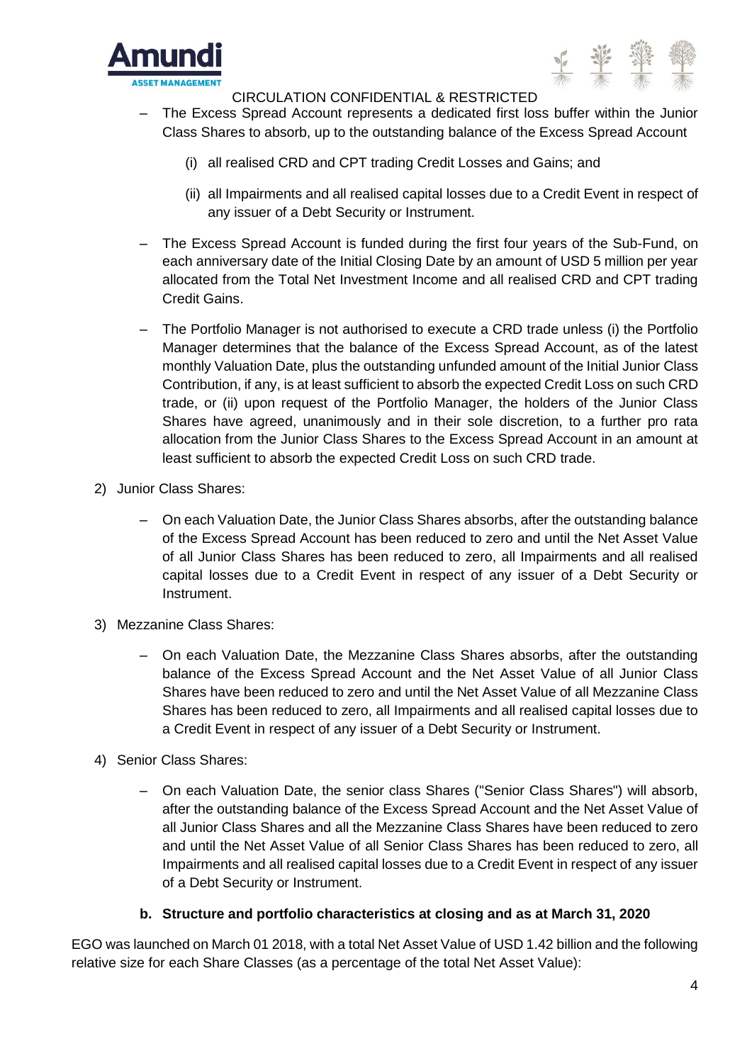– The Excess Spread Account represents a dedicated first loss buffer within the Junior Class Shares to absorb, up to the outstanding balance of the Excess Spread Account

   (i) all realised CRD and CPT trading Credit Losses and Gains; and

   (ii) all Impairments and all realised capital losses due to a Credit Event in respect of any issuer of a Debt Security or Instrument.

– The Excess Spread Account is funded during the first four years of the Sub-Fund, on each anniversary date of the Initial Closing Date by an amount of USD 5 million per year allocated from the Total Net Investment Income and all realised CRD and CPT trading Credit Gains.

– The Portfolio Manager is not authorised to execute a CRD trade unless (i) the Portfolio Manager determines that the balance of the Excess Spread Account, as of the latest monthly Valuation Date, plus the outstanding unfunded amount of the Initial Junior Class Contribution, if any, is at least sufficient to absorb the expected Credit Loss on such CRD trade, or (ii) upon request of the Portfolio Manager, the holders of the Junior Class Shares have agreed, unanimously and in their sole discretion, to a further pro rata allocation from the Junior Class Shares to the Excess Spread Account in an amount at least sufficient to absorb the expected Credit Loss on such CRD trade.

2) Junior Class Shares:

   – On each Valuation Date, the Junior Class Shares absorbs, after the outstanding balance of the Excess Spread Account has been reduced to zero and until the Net Asset Value of all Junior Class Shares has been reduced to zero, all Impairments and all realised capital losses due to a Credit Event in respect of any issuer of a Debt Security or Instrument.

3) Mezzanine Class Shares:

   – On each Valuation Date, the Mezzanine Class Shares absorbs, after the outstanding balance of the Excess Spread Account and the Net Asset Value of all Junior Class Shares have been reduced to zero and until the Net Asset Value of all Mezzanine Class Shares has been reduced to zero, all Impairments and all realised capital losses due to a Credit Event in respect of any issuer of a Debt Security or Instrument.

4) Senior Class Shares:

   – On each Valuation Date, the senior class Shares ("Senior Class Shares") will absorb, after the outstanding balance of the Excess Spread Account and the Net Asset Value of all Junior Class Shares and all the Mezzanine Class Shares have been reduced to zero and until the Net Asset Value of all Senior Class Shares has been reduced to zero, all Impairments and all realised capital losses due to a Credit Event in respect of any issuer of a Debt Security or Instrument.

### b. Structure and portfolio characteristics at closing and as at March 31, 2020

EGO was launched on March 01 2018, with a total Net Asset Value of USD 1.42 billion and the following relative size for each Share Classes (as a percentage of the total Net Asset Value):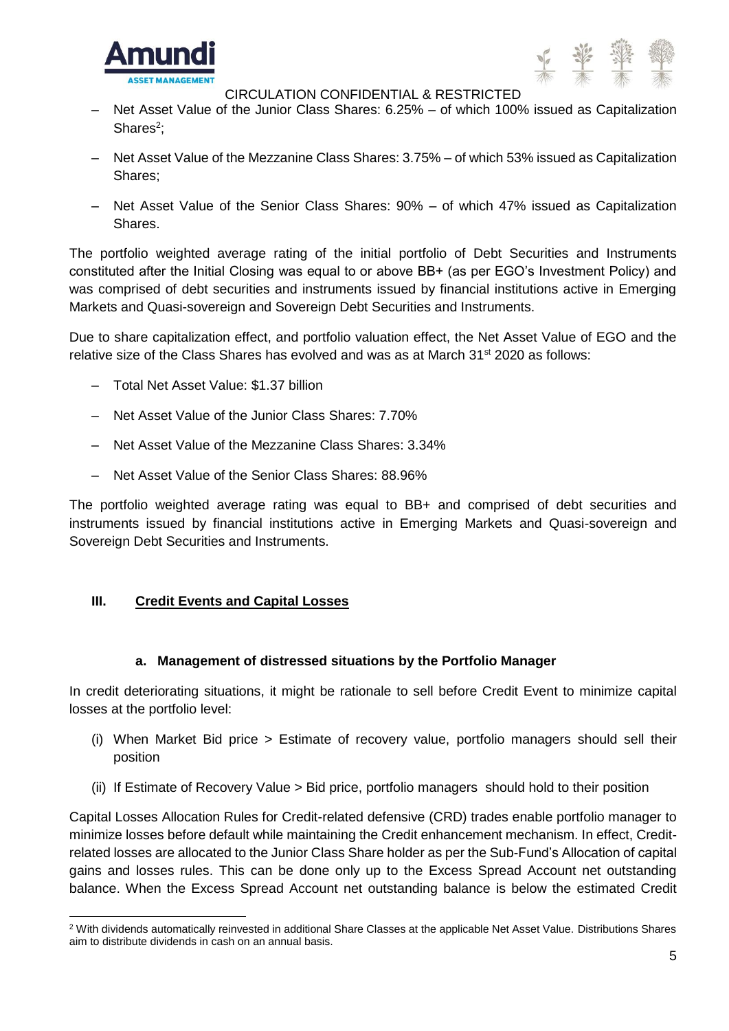- Net Asset Value of the Junior Class Shares: 6.25% – of which 100% issued as Capitalization Shares[2];
- Net Asset Value of the Mezzanine Class Shares: 3.75% – of which 53% issued as Capitalization Shares;
- Net Asset Value of the Senior Class Shares: 90% – of which 47% issued as Capitalization Shares.

The portfolio weighted average rating of the initial portfolio of Debt Securities and Instruments constituted after the Initial Closing was equal to or above BB+ (as per EGO's Investment Policy) and was comprised of debt securities and instruments issued by financial institutions active in Emerging Markets and Quasi-sovereign and Sovereign Debt Securities and Instruments.

Due to share capitalization effect, and portfolio valuation effect, the Net Asset Value of EGO and the relative size of the Class Shares has evolved and was as at March 31st 2020 as follows:

- Total Net Asset Value: $1.37 billion
- Net Asset Value of the Junior Class Shares: 7.70%
- Net Asset Value of the Mezzanine Class Shares: 3.34%
- Net Asset Value of the Senior Class Shares: 88.96%

The portfolio weighted average rating was equal to BB+ and comprised of debt securities and instruments issued by financial institutions active in Emerging Markets and Quasi-sovereign and Sovereign Debt Securities and Instruments.

## III. Credit Events and Capital Losses

### a. Management of distressed situations by the Portfolio Manager

In credit deteriorating situations, it might be rationale to sell before Credit Event to minimize capital losses at the portfolio level:

(i) When Market Bid price > Estimate of recovery value, portfolio managers should sell their position

(ii) If Estimate of Recovery Value > Bid price, portfolio managers should hold to their position

Capital Losses Allocation Rules for Credit-related defensive (CRD) trades enable portfolio manager to minimize losses before default while maintaining the Credit enhancement mechanism. In effect, Credit-related losses are allocated to the Junior Class Share holder as per the Sub-Fund's Allocation of capital gains and losses rules. This can be done only up to the Excess Spread Account net outstanding balance. When the Excess Spread Account net outstanding balance is below the estimated Credit

[2] With dividends automatically reinvested in additional Share Classes at the applicable Net Asset Value. Distributions Shares aim to distribute dividends in cash on an annual basis.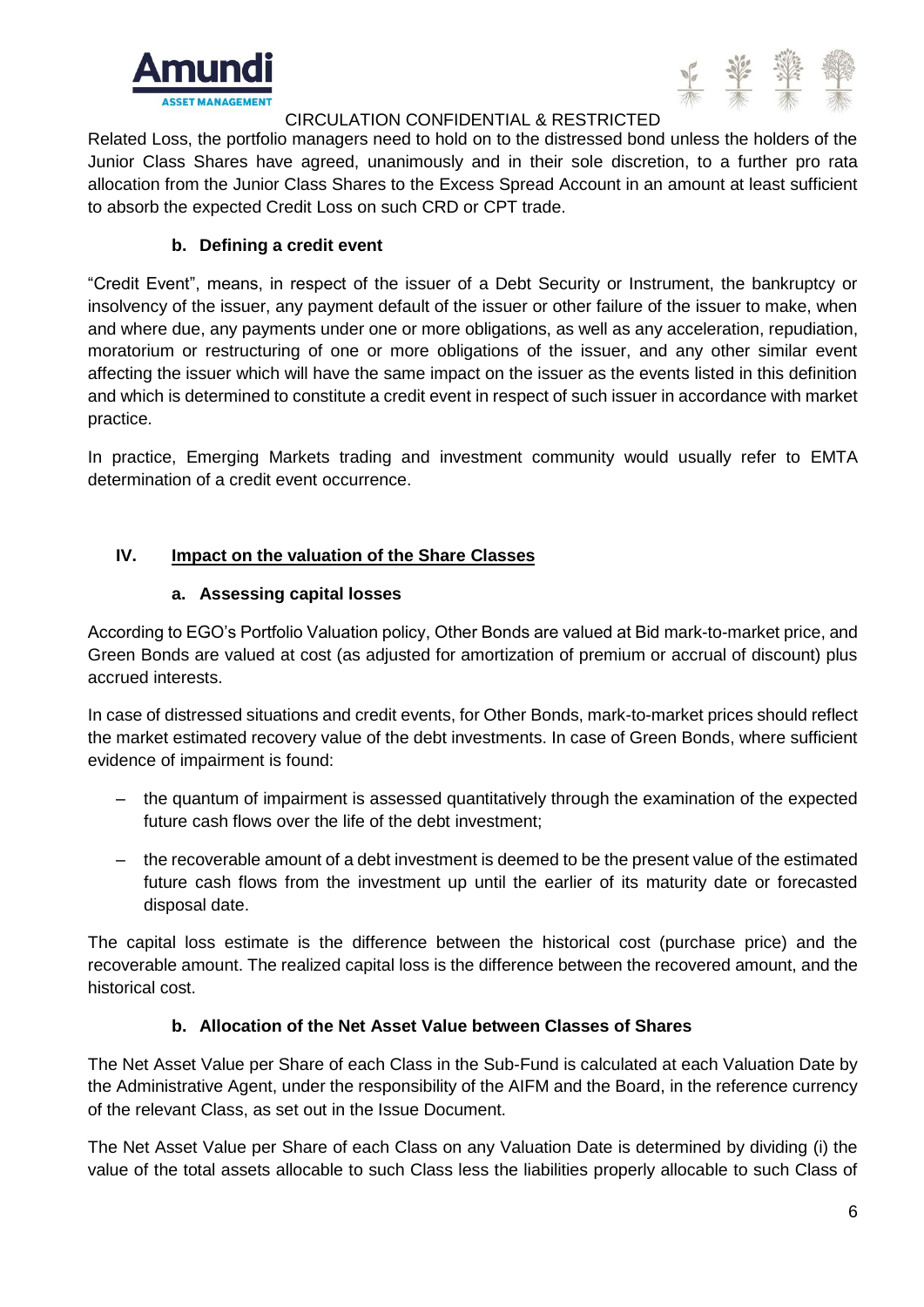Related Loss, the portfolio managers need to hold on to the distressed bond unless the holders of the Junior Class Shares have agreed, unanimously and in their sole discretion, to a further pro rata allocation from the Junior Class Shares to the Excess Spread Account in an amount at least sufficient to absorb the expected Credit Loss on such CRD or CPT trade.

### b. Defining a credit event

"Credit Event", means, in respect of the issuer of a Debt Security or Instrument, the bankruptcy or insolvency of the issuer, any payment default of the issuer or other failure of the issuer to make, when and where due, any payments under one or more obligations, as well as any acceleration, repudiation, moratorium or restructuring of one or more obligations of the issuer, and any other similar event affecting the issuer which will have the same impact on the issuer as the events listed in this definition and which is determined to constitute a credit event in respect of such issuer in accordance with market practice.

In practice, Emerging Markets trading and investment community would usually refer to EMTA determination of a credit event occurrence.

## IV. Impact on the valuation of the Share Classes

### a. Assessing capital losses

According to EGO's Portfolio Valuation policy, Other Bonds are valued at Bid mark-to-market price, and Green Bonds are valued at cost (as adjusted for amortization of premium or accrual of discount) plus accrued interests.

In case of distressed situations and credit events, for Other Bonds, mark-to-market prices should reflect the market estimated recovery value of the debt investments. In case of Green Bonds, where sufficient evidence of impairment is found:

- the quantum of impairment is assessed quantitatively through the examination of the expected future cash flows over the life of the debt investment;
- the recoverable amount of a debt investment is deemed to be the present value of the estimated future cash flows from the investment up until the earlier of its maturity date or forecasted disposal date.

The capital loss estimate is the difference between the historical cost (purchase price) and the recoverable amount. The realized capital loss is the difference between the recovered amount, and the historical cost.

### b. Allocation of the Net Asset Value between Classes of Shares

The Net Asset Value per Share of each Class in the Sub-Fund is calculated at each Valuation Date by the Administrative Agent, under the responsibility of the AIFM and the Board, in the reference currency of the relevant Class, as set out in the Issue Document.

The Net Asset Value per Share of each Class on any Valuation Date is determined by dividing (i) the value of the total assets allocable to such Class less the liabilities properly allocable to such Class of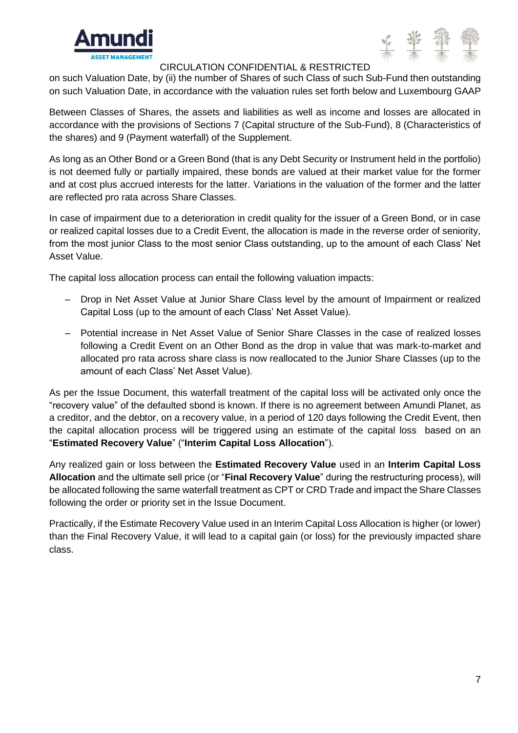on such Valuation Date, by (ii) the number of Shares of such Class of such Sub-Fund then outstanding on such Valuation Date, in accordance with the valuation rules set forth below and Luxembourg GAAP

Between Classes of Shares, the assets and liabilities as well as income and losses are allocated in accordance with the provisions of Sections 7 (Capital structure of the Sub-Fund), 8 (Characteristics of the shares) and 9 (Payment waterfall) of the Supplement.

As long as an Other Bond or a Green Bond (that is any Debt Security or Instrument held in the portfolio) is not deemed fully or partially impaired, these bonds are valued at their market value for the former and at cost plus accrued interests for the latter. Variations in the valuation of the former and the latter are reflected pro rata across Share Classes.

In case of impairment due to a deterioration in credit quality for the issuer of a Green Bond, or in case or realized capital losses due to a Credit Event, the allocation is made in the reverse order of seniority, from the most junior Class to the most senior Class outstanding, up to the amount of each Class' Net Asset Value.

The capital loss allocation process can entail the following valuation impacts:

- Drop in Net Asset Value at Junior Share Class level by the amount of Impairment or realized Capital Loss (up to the amount of each Class' Net Asset Value).
- Potential increase in Net Asset Value of Senior Share Classes in the case of realized losses following a Credit Event on an Other Bond as the drop in value that was mark-to-market and allocated pro rata across share class is now reallocated to the Junior Share Classes (up to the amount of each Class' Net Asset Value).

As per the Issue Document, this waterfall treatment of the capital loss will be activated only once the "recovery value" of the defaulted sbond is known. If there is no agreement between Amundi Planet, as a creditor, and the debtor, on a recovery value, in a period of 120 days following the Credit Event, then the capital allocation process will be triggered using an estimate of the capital loss based on an "**Estimated Recovery Value**" ("**Interim Capital Loss Allocation**").

Any realized gain or loss between the **Estimated Recovery Value** used in an **Interim Capital Loss Allocation** and the ultimate sell price (or "**Final Recovery Value**" during the restructuring process), will be allocated following the same waterfall treatment as CPT or CRD Trade and impact the Share Classes following the order or priority set in the Issue Document.

Practically, if the Estimate Recovery Value used in an Interim Capital Loss Allocation is higher (or lower) than the Final Recovery Value, it will lead to a capital gain (or loss) for the previously impacted share class.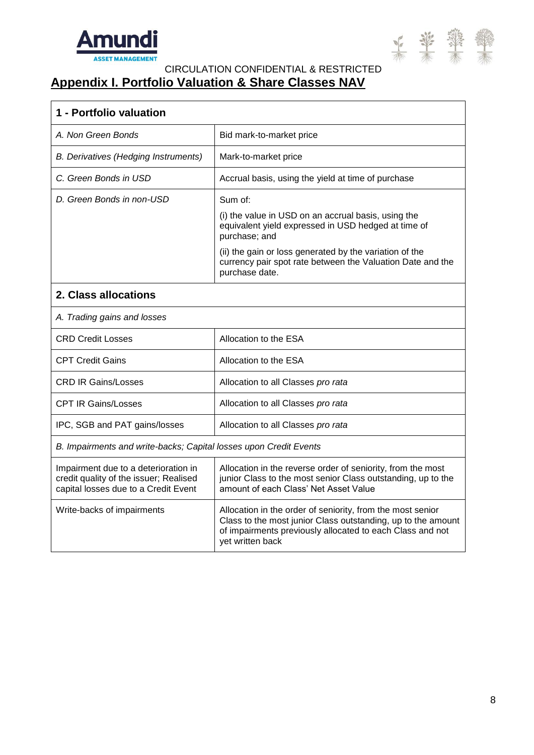CIRCULATION CONFIDENTIAL & RESTRICTED

# Appendix I. Portfolio Valuation & Share Classes NAV

| **1 - Portfolio valuation** | |
|---|---|
| *A. Non Green Bonds* | Bid mark-to-market price |
| *B. Derivatives (Hedging Instruments)* | Mark-to-market price |
| *C. Green Bonds in USD* | Accrual basis, using the yield at time of purchase |
| *D. Green Bonds in non-USD* | Sum of:<br>(i) the value in USD on an accrual basis, using the equivalent yield expressed in USD hedged at time of purchase; and<br>(ii) the gain or loss generated by the variation of the currency pair spot rate between the Valuation Date and the purchase date. |
| **2. Class allocations** | |
| *A. Trading gains and losses* | |
| CRD Credit Losses | Allocation to the ESA |
| CPT Credit Gains | Allocation to the ESA |
| CRD IR Gains/Losses | Allocation to all Classes *pro rata* |
| CPT IR Gains/Losses | Allocation to all Classes *pro rata* |
| IPC, SGB and PAT gains/losses | Allocation to all Classes *pro rata* |
| *B. Impairments and write-backs; Capital losses upon Credit Events* | |
| Impairment due to a deterioration in credit quality of the issuer; Realised capital losses due to a Credit Event | Allocation in the reverse order of seniority, from the most junior Class to the most senior Class outstanding, up to the amount of each Class' Net Asset Value |
| Write-backs of impairments | Allocation in the order of seniority, from the most senior Class to the most junior Class outstanding, up to the amount of impairments previously allocated to each Class and not yet written back |